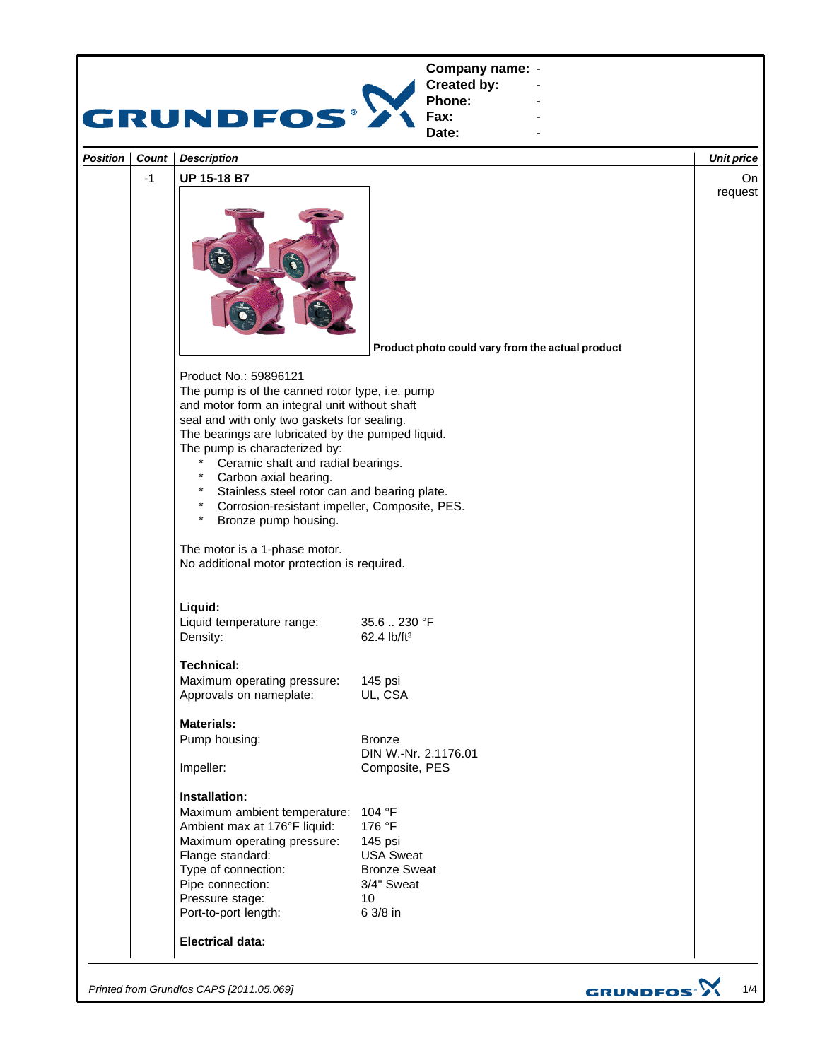**Company name:** -
**Created by:** -
**Phone:** -
**Fax:** -
**Date:** -

| Position | Count | Description | Unit price |
|---|---|---|---|
| | -1 | **UP 15-18 B7** | On request |

**Product photo could vary from the actual product**

Product No.: 59896121
The pump is of the canned rotor type, i.e. pump and motor form an integral unit without shaft seal and with only two gaskets for sealing.
The bearings are lubricated by the pumped liquid.
The pump is characterized by:

* Ceramic shaft and radial bearings.
* Carbon axial bearing.
* Stainless steel rotor can and bearing plate.
* Corrosion-resistant impeller, Composite, PES.
* Bronze pump housing.

The motor is a 1-phase motor.
No additional motor protection is required.

**Liquid:**

| | |
|---|---|
| Liquid temperature range: | 35.6 .. 230 °F |
| Density: | 62.4 lb/ft³ |

**Technical:**

| | |
|---|---|
| Maximum operating pressure: | 145 psi |
| Approvals on nameplate: | UL, CSA |

**Materials:**

| | |
|---|---|
| Pump housing: | Bronze<br>DIN W.-Nr. 2.1176.01 |
| Impeller: | Composite, PES |

**Installation:**

| | |
|---|---|
| Maximum ambient temperature: | 104 °F |
| Ambient max at 176°F liquid: | 176 °F |
| Maximum operating pressure: | 145 psi |
| Flange standard: | USA Sweat |
| Type of connection: | Bronze Sweat |
| Pipe connection: | 3/4" Sweat |
| Pressure stage: | 10 |
| Port-to-port length: | 6 3/8 in |

**Electrical data:**

*Printed from Grundfos CAPS [2011.05.069]*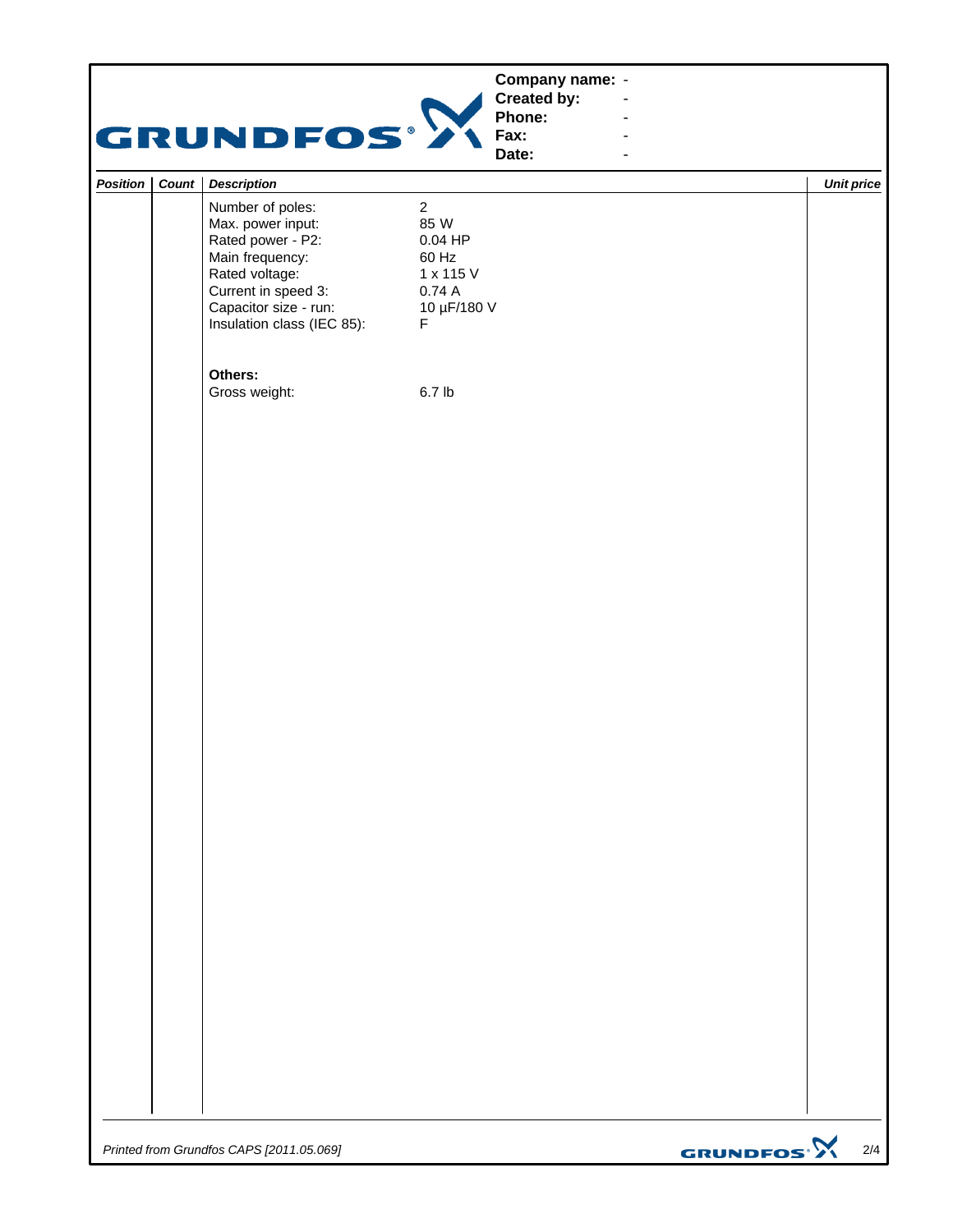| Company name: | - |
| --- | --- |
| Created by: | - |
| Phone: | - |
| Fax: | - |
| Date: | - |

| *Position* | *Count* | *Description* | | *Unit price* |
| --- | --- | --- | --- | --- |
| | | Number of poles: | 2 | |
| | | Max. power input: | 85 W | |
| | | Rated power - P2: | 0.04 HP | |
| | | Main frequency: | 60 Hz | |
| | | Rated voltage: | 1 x 115 V | |
| | | Current in speed 3: | 0.74 A | |
| | | Capacitor size - run: | 10 µF/180 V | |
| | | Insulation class (IEC 85): | F | |
| | | **Others:** | | |
| | | Gross weight: | 6.7 lb | |

*Printed from Grundfos CAPS [2011.05.069]*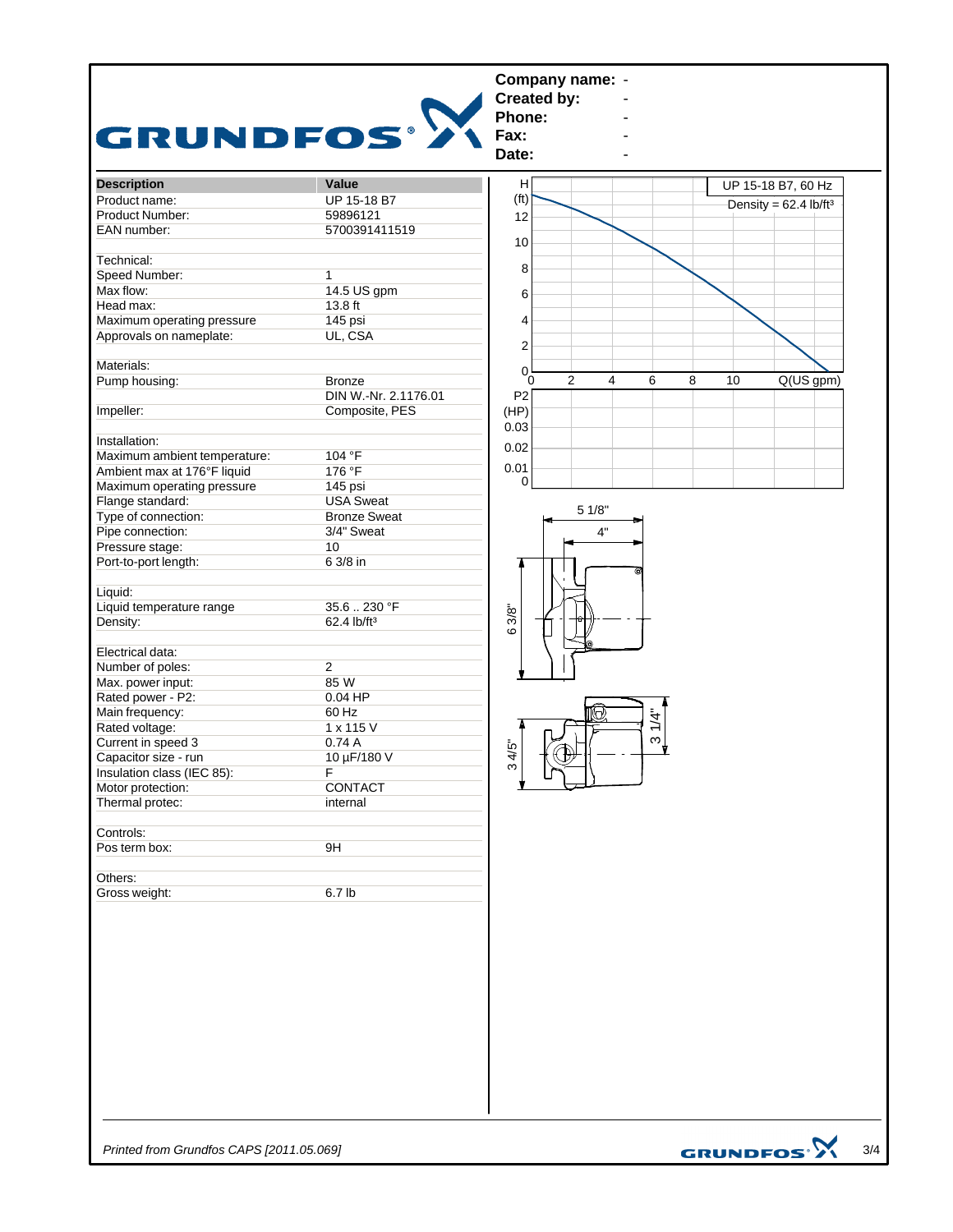**Company name:** -
**Created by:** -
**Phone:** -
**Fax:** -
**Date:** -

| Description | Value |
|---|---|
| Product name: | UP 15-18 B7 |
| Product Number: | 59896121 |
| EAN number: | 5700391411519 |
| | |
| Technical: | |
| Speed Number: | 1 |
| Max flow: | 14.5 US gpm |
| Head max: | 13.8 ft |
| Maximum operating pressure | 145 psi |
| Approvals on nameplate: | UL, CSA |
| | |
| Materials: | |
| Pump housing: | Bronze |
| | DIN W.-Nr. 2.1176.01 |
| Impeller: | Composite, PES |
| | |
| Installation: | |
| Maximum ambient temperature: | 104 °F |
| Ambient max at 176°F liquid | 176 °F |
| Maximum operating pressure | 145 psi |
| Flange standard: | USA Sweat |
| Type of connection: | Bronze Sweat |
| Pipe connection: | 3/4" Sweat |
| Pressure stage: | 10 |
| Port-to-port length: | 6 3/8 in |
| | |
| Liquid: | |
| Liquid temperature range | 35.6 .. 230 °F |
| Density: | 62.4 lb/ft³ |
| | |
| Electrical data: | |
| Number of poles: | 2 |
| Max. power input: | 85 W |
| Rated power - P2: | 0.04 HP |
| Main frequency: | 60 Hz |
| Rated voltage: | 1 x 115 V |
| Current in speed 3 | 0.74 A |
| Capacitor size - run | 10 µF/180 V |
| Insulation class (IEC 85): | F |
| Motor protection: | CONTACT |
| Thermal protec: | internal |
| | |
| Controls: | |
| Pos term box: | 9H |
| | |
| Others: | |
| Gross weight: | 6.7 lb |

UP 15-18 B7, 60 Hz
Density = 62.4 lb/ft³

H (ft): 0, 2, 4, 6, 8, 10, 12
Q(US gpm): 0, 2, 4, 6, 8, 10
P2 (HP): 0, 0.01, 0.02, 0.03

Dimensions: 5 1/8", 4", 6 3/8", 3 1/4", 3 4/5"

*Printed from Grundfos CAPS [2011.05.069]*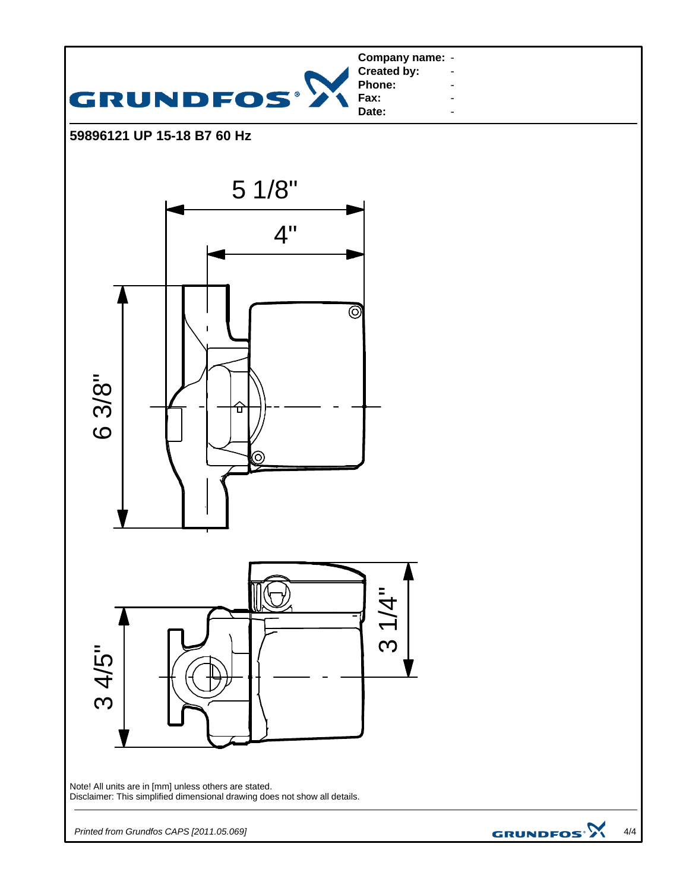**Company name:** -
**Created by:** -
**Phone:** -
**Fax:** -
**Date:** -

## 59896121 UP 15-18 B7 60 Hz

5 1/8"

4"

6 3/8"

3 4/5"

3 1/4"

Note! All units are in [mm] unless others are stated.
Disclaimer: This simplified dimensional drawing does not show all details.

*Printed from Grundfos CAPS [2011.05.069]*